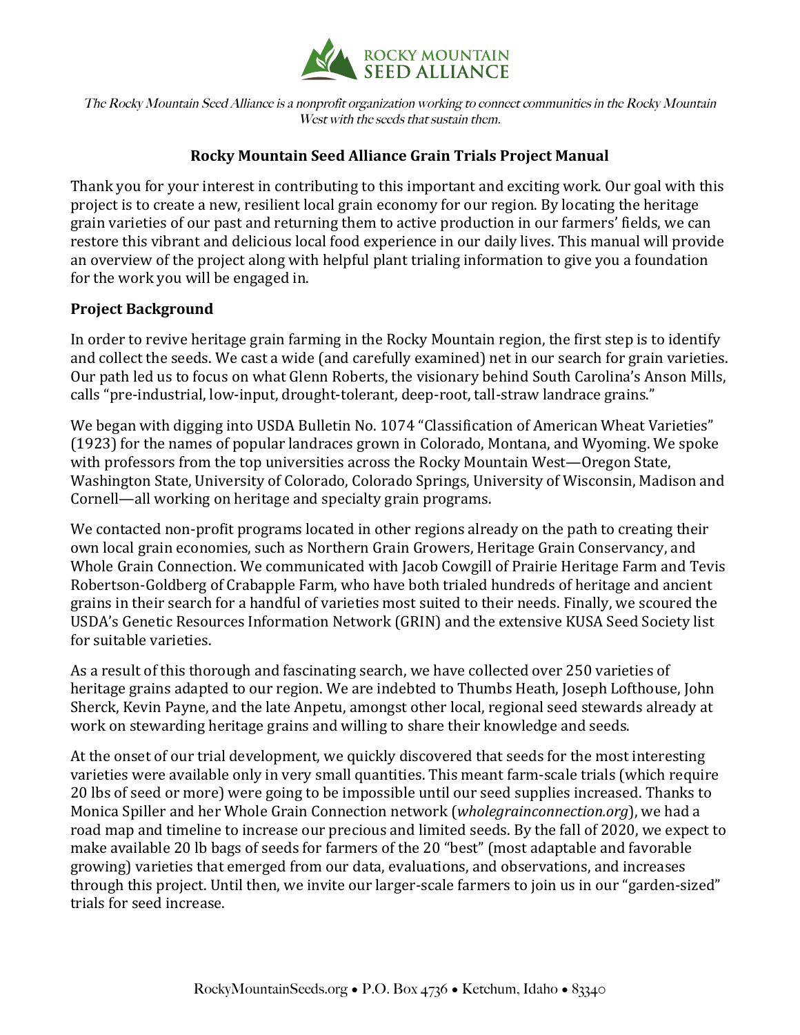The Rocky Mountain Seed Alliance is a nonprofit organization working to connect communities in the Rocky Mountain West with the seeds that sustain them.

# Rocky Mountain Seed Alliance Grain Trials Project Manual

Thank you for your interest in contributing to this important and exciting work. Our goal with this project is to create a new, resilient local grain economy for our region. By locating the heritage grain varieties of our past and returning them to active production in our farmers' fields, we can restore this vibrant and delicious local food experience in our daily lives. This manual will provide an overview of the project along with helpful plant trialing information to give you a foundation for the work you will be engaged in.

## Project Background

In order to revive heritage grain farming in the Rocky Mountain region, the first step is to identify and collect the seeds. We cast a wide (and carefully examined) net in our search for grain varieties. Our path led us to focus on what Glenn Roberts, the visionary behind South Carolina's Anson Mills, calls "pre-industrial, low-input, drought-tolerant, deep-root, tall-straw landrace grains."

We began with digging into USDA Bulletin No. 1074 "Classification of American Wheat Varieties" (1923) for the names of popular landraces grown in Colorado, Montana, and Wyoming. We spoke with professors from the top universities across the Rocky Mountain West—Oregon State, Washington State, University of Colorado, Colorado Springs, University of Wisconsin, Madison and Cornell—all working on heritage and specialty grain programs.

We contacted non-profit programs located in other regions already on the path to creating their own local grain economies, such as Northern Grain Growers, Heritage Grain Conservancy, and Whole Grain Connection. We communicated with Jacob Cowgill of Prairie Heritage Farm and Tevis Robertson-Goldberg of Crabapple Farm, who have both trialed hundreds of heritage and ancient grains in their search for a handful of varieties most suited to their needs. Finally, we scoured the USDA's Genetic Resources Information Network (GRIN) and the extensive KUSA Seed Society list for suitable varieties.

As a result of this thorough and fascinating search, we have collected over 250 varieties of heritage grains adapted to our region. We are indebted to Thumbs Heath, Joseph Lofthouse, John Sherck, Kevin Payne, and the late Anpetu, amongst other local, regional seed stewards already at work on stewarding heritage grains and willing to share their knowledge and seeds.

At the onset of our trial development, we quickly discovered that seeds for the most interesting varieties were available only in very small quantities. This meant farm-scale trials (which require 20 lbs of seed or more) were going to be impossible until our seed supplies increased. Thanks to Monica Spiller and her Whole Grain Connection network (*wholegrainconnection.org*), we had a road map and timeline to increase our precious and limited seeds. By the fall of 2020, we expect to make available 20 lb bags of seeds for farmers of the 20 "best" (most adaptable and favorable growing) varieties that emerged from our data, evaluations, and observations, and increases through this project. Until then, we invite our larger-scale farmers to join us in our "garden-sized" trials for seed increase.

RockyMountainSeeds.org • P.O. Box 4736 • Ketchum, Idaho • 83340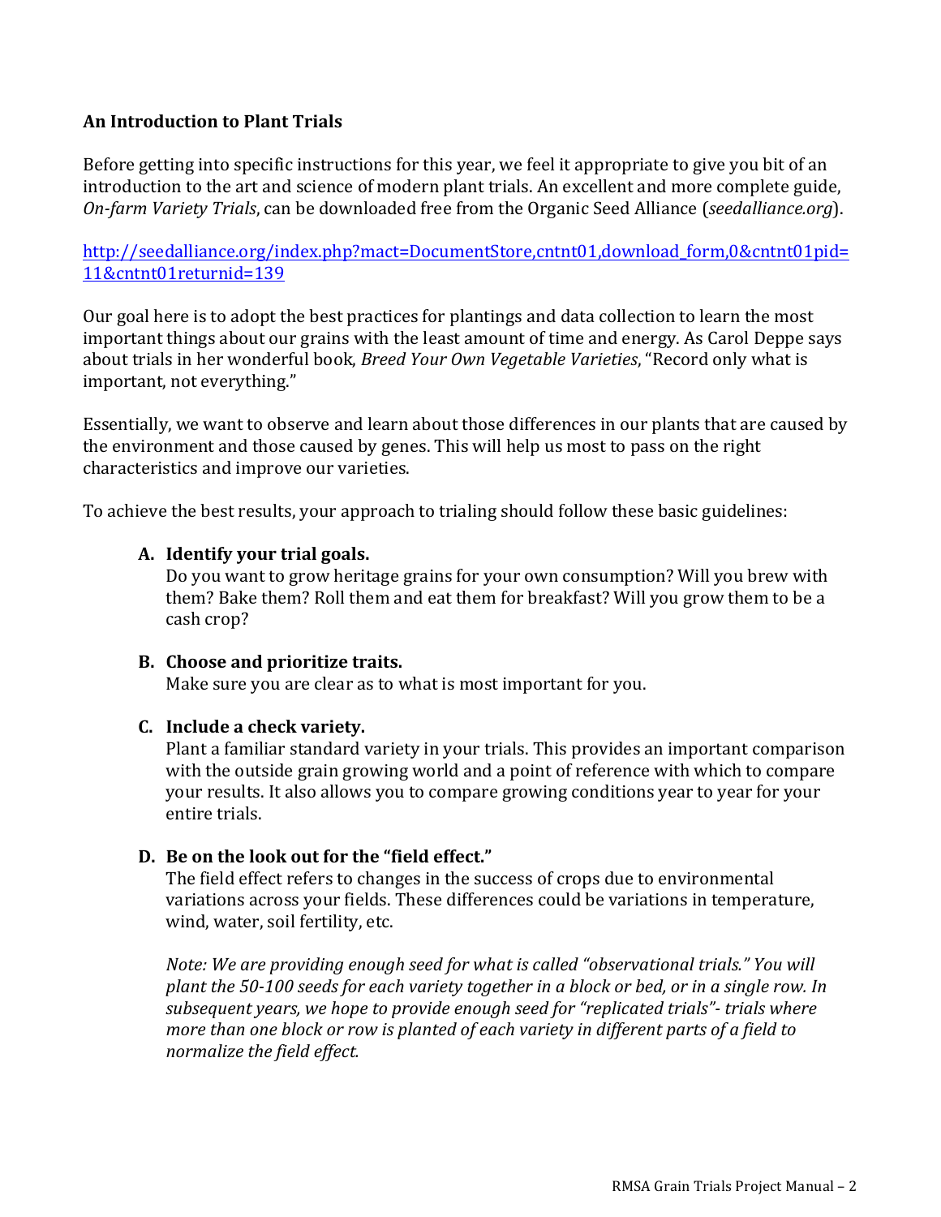**An Introduction to Plant Trials**

Before getting into specific instructions for this year, we feel it appropriate to give you bit of an introduction to the art and science of modern plant trials. An excellent and more complete guide, *On-farm Variety Trials*, can be downloaded free from the Organic Seed Alliance (*seedalliance.org*).

http://seedalliance.org/index.php?mact=DocumentStore,cntnt01,download_form,0&cntnt01pid=11&cntnt01returnid=139

Our goal here is to adopt the best practices for plantings and data collection to learn the most important things about our grains with the least amount of time and energy. As Carol Deppe says about trials in her wonderful book, *Breed Your Own Vegetable Varieties*, "Record only what is important, not everything."

Essentially, we want to observe and learn about those differences in our plants that are caused by the environment and those caused by genes. This will help us most to pass on the right characteristics and improve our varieties.

To achieve the best results, your approach to trialing should follow these basic guidelines:

**A. Identify your trial goals.**
Do you want to grow heritage grains for your own consumption? Will you brew with them? Bake them? Roll them and eat them for breakfast? Will you grow them to be a cash crop?

**B. Choose and prioritize traits.**
Make sure you are clear as to what is most important for you.

**C. Include a check variety.**
Plant a familiar standard variety in your trials. This provides an important comparison with the outside grain growing world and a point of reference with which to compare your results. It also allows you to compare growing conditions year to year for your entire trials.

**D. Be on the look out for the "field effect."**
The field effect refers to changes in the success of crops due to environmental variations across your fields. These differences could be variations in temperature, wind, water, soil fertility, etc.

*Note: We are providing enough seed for what is called "observational trials." You will plant the 50-100 seeds for each variety together in a block or bed, or in a single row. In subsequent years, we hope to provide enough seed for "replicated trials"- trials where more than one block or row is planted of each variety in different parts of a field to normalize the field effect.*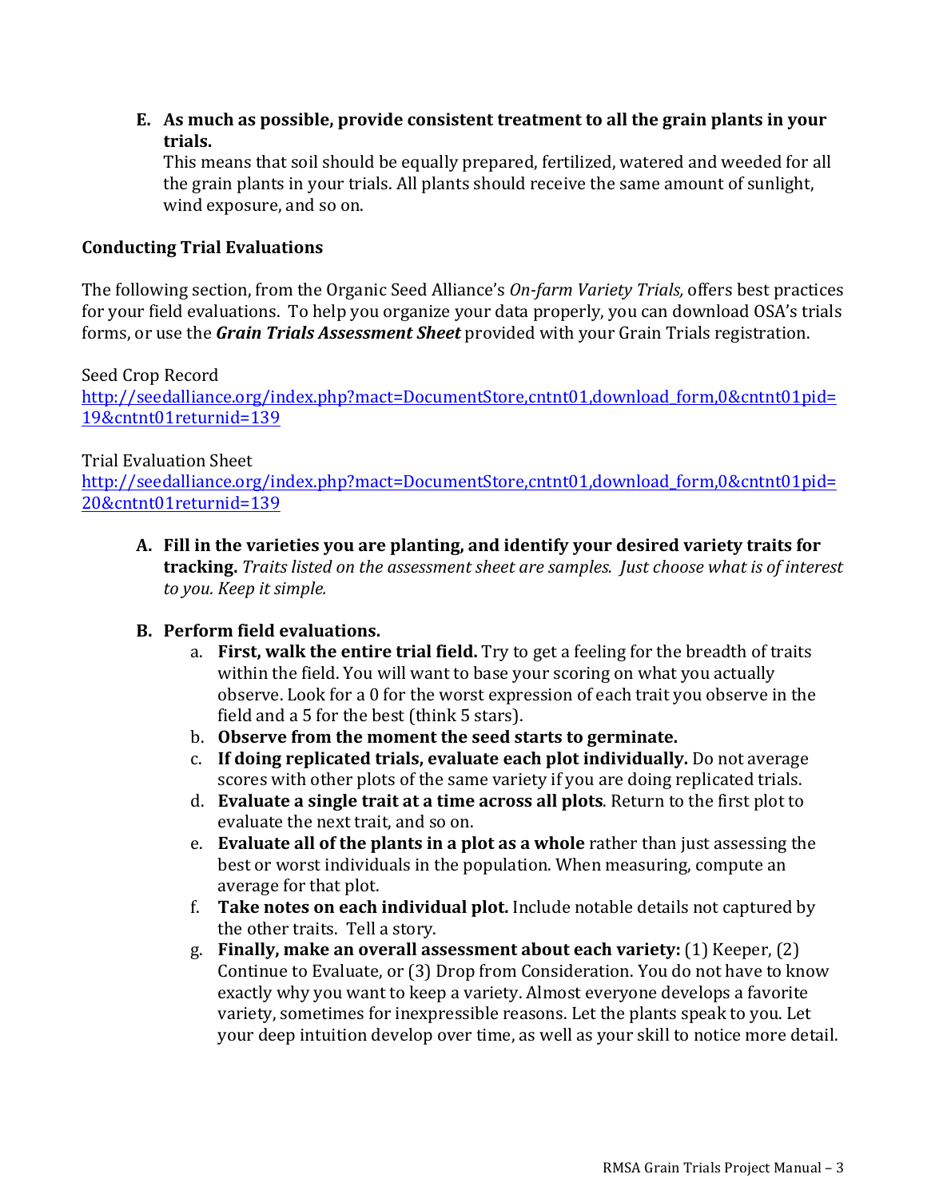**E. As much as possible, provide consistent treatment to all the grain plants in your trials.**
This means that soil should be equally prepared, fertilized, watered and weeded for all the grain plants in your trials. All plants should receive the same amount of sunlight, wind exposure, and so on.

### Conducting Trial Evaluations

The following section, from the Organic Seed Alliance's *On-farm Variety Trials,* offers best practices for your field evaluations. To help you organize your data properly, you can download OSA's trials forms, or use the ***Grain Trials Assessment Sheet*** provided with your Grain Trials registration.

Seed Crop Record
http://seedalliance.org/index.php?mact=DocumentStore,cntnt01,download_form,0&cntnt01pid=19&cntnt01returnid=139

Trial Evaluation Sheet
http://seedalliance.org/index.php?mact=DocumentStore,cntnt01,download_form,0&cntnt01pid=20&cntnt01returnid=139

**A. Fill in the varieties you are planting, and identify your desired variety traits for tracking.** *Traits listed on the assessment sheet are samples. Just choose what is of interest to you. Keep it simple.*

**B. Perform field evaluations.**

a. **First, walk the entire trial field.** Try to get a feeling for the breadth of traits within the field. You will want to base your scoring on what you actually observe. Look for a 0 for the worst expression of each trait you observe in the field and a 5 for the best (think 5 stars).

b. **Observe from the moment the seed starts to germinate.**

c. **If doing replicated trials, evaluate each plot individually.** Do not average scores with other plots of the same variety if you are doing replicated trials.

d. **Evaluate a single trait at a time across all plots**. Return to the first plot to evaluate the next trait, and so on.

e. **Evaluate all of the plants in a plot as a whole** rather than just assessing the best or worst individuals in the population. When measuring, compute an average for that plot.

f. **Take notes on each individual plot.** Include notable details not captured by the other traits. Tell a story.

g. **Finally, make an overall assessment about each variety:** (1) Keeper, (2) Continue to Evaluate, or (3) Drop from Consideration. You do not have to know exactly why you want to keep a variety. Almost everyone develops a favorite variety, sometimes for inexpressible reasons. Let the plants speak to you. Let your deep intuition develop over time, as well as your skill to notice more detail.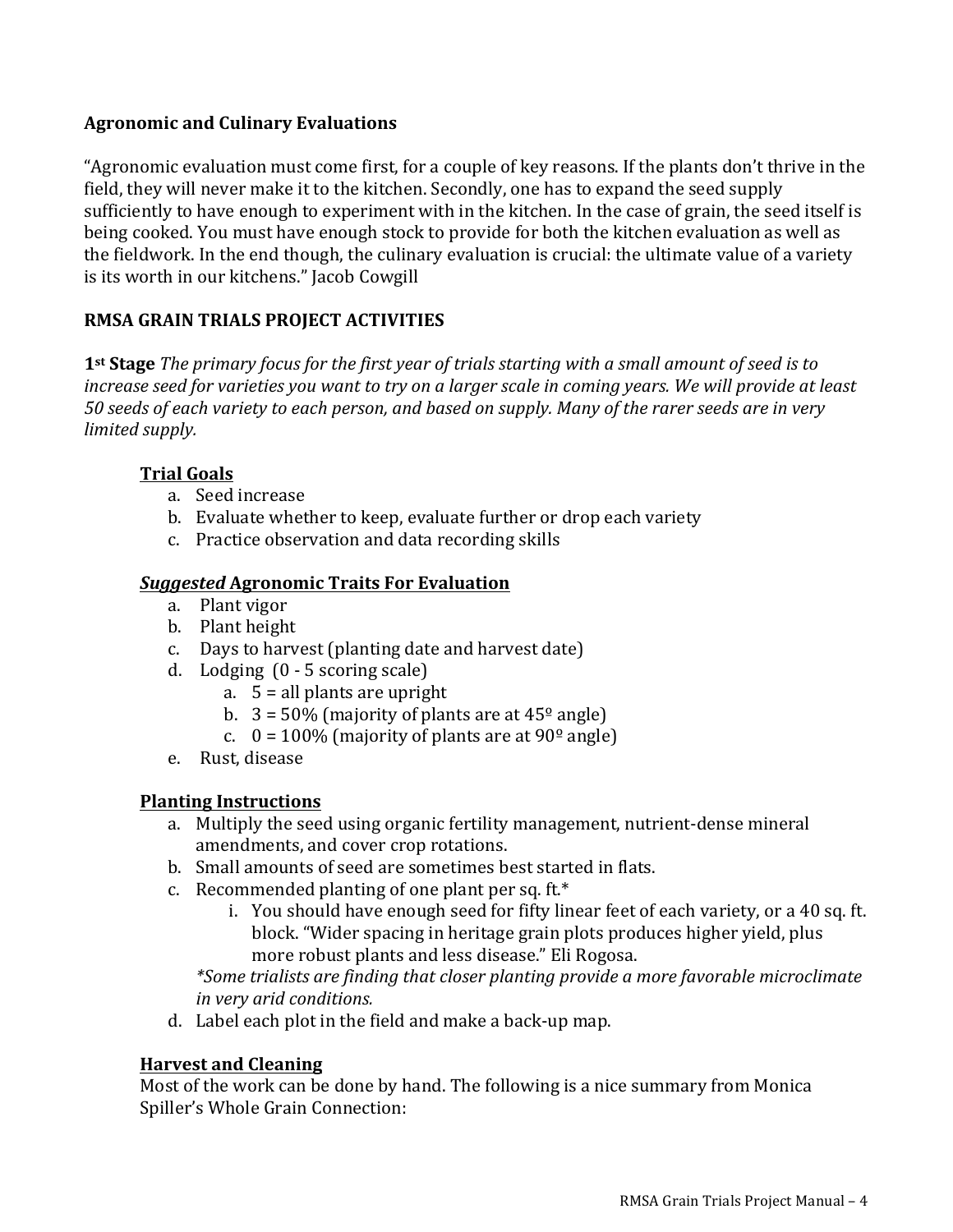**Agronomic and Culinary Evaluations**

"Agronomic evaluation must come first, for a couple of key reasons. If the plants don't thrive in the field, they will never make it to the kitchen. Secondly, one has to expand the seed supply sufficiently to have enough to experiment with in the kitchen. In the case of grain, the seed itself is being cooked. You must have enough stock to provide for both the kitchen evaluation as well as the fieldwork. In the end though, the culinary evaluation is crucial: the ultimate value of a variety is its worth in our kitchens." Jacob Cowgill

**RMSA GRAIN TRIALS PROJECT ACTIVITIES**

**1st Stage** *The primary focus for the first year of trials starting with a small amount of seed is to increase seed for varieties you want to try on a larger scale in coming years. We will provide at least 50 seeds of each variety to each person, and based on supply. Many of the rarer seeds are in very limited supply.*

**Trial Goals**

a. Seed increase
b. Evaluate whether to keep, evaluate further or drop each variety
c. Practice observation and data recording skills

***Suggested* Agronomic Traits For Evaluation**

a. Plant vigor
b. Plant height
c. Days to harvest (planting date and harvest date)
d. Lodging (0 - 5 scoring scale)
    a. 5 = all plants are upright
    b. 3 = 50% (majority of plants are at 45º angle)
    c. 0 = 100% (majority of plants are at 90º angle)
e. Rust, disease

**Planting Instructions**

a. Multiply the seed using organic fertility management, nutrient-dense mineral amendments, and cover crop rotations.
b. Small amounts of seed are sometimes best started in flats.
c. Recommended planting of one plant per sq. ft.*
    i. You should have enough seed for fifty linear feet of each variety, or a 40 sq. ft. block. "Wider spacing in heritage grain plots produces higher yield, plus more robust plants and less disease." Eli Rogosa.

    *\*Some trialists are finding that closer planting provide a more favorable microclimate in very arid conditions.*
d. Label each plot in the field and make a back-up map.

**Harvest and Cleaning**

Most of the work can be done by hand. The following is a nice summary from Monica Spiller's Whole Grain Connection: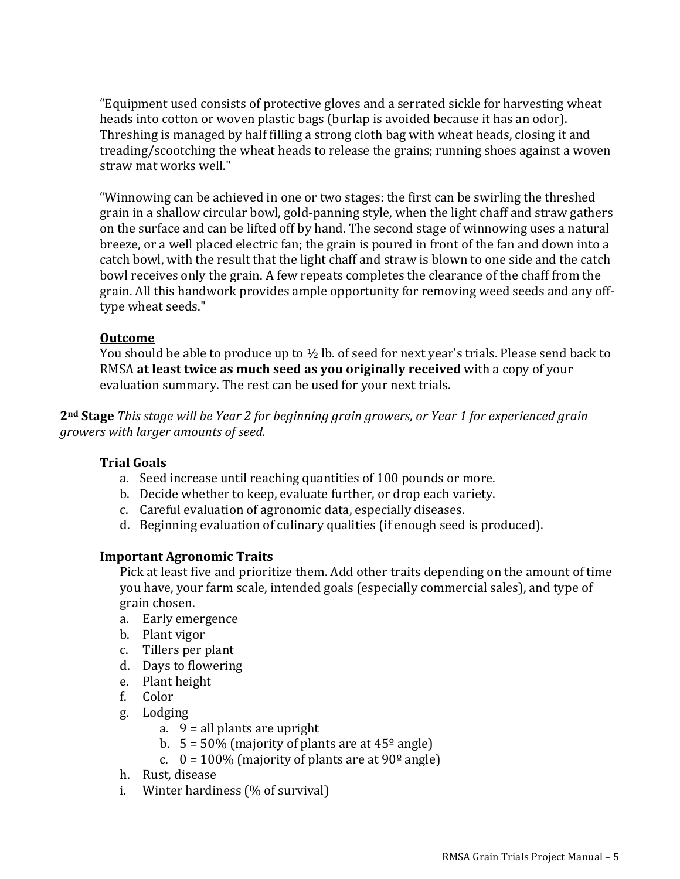"Equipment used consists of protective gloves and a serrated sickle for harvesting wheat heads into cotton or woven plastic bags (burlap is avoided because it has an odor). Threshing is managed by half filling a strong cloth bag with wheat heads, closing it and treading/scootching the wheat heads to release the grains; running shoes against a woven straw mat works well."

"Winnowing can be achieved in one or two stages: the first can be swirling the threshed grain in a shallow circular bowl, gold-panning style, when the light chaff and straw gathers on the surface and can be lifted off by hand. The second stage of winnowing uses a natural breeze, or a well placed electric fan; the grain is poured in front of the fan and down into a catch bowl, with the result that the light chaff and straw is blown to one side and the catch bowl receives only the grain. A few repeats completes the clearance of the chaff from the grain. All this handwork provides ample opportunity for removing weed seeds and any off-type wheat seeds."

**Outcome**

You should be able to produce up to ½ lb. of seed for next year's trials. Please send back to RMSA **at least twice as much seed as you originally received** with a copy of your evaluation summary. The rest can be used for your next trials.

**2nd Stage** *This stage will be Year 2 for beginning grain growers, or Year 1 for experienced grain growers with larger amounts of seed.*

**Trial Goals**

a. Seed increase until reaching quantities of 100 pounds or more.
b. Decide whether to keep, evaluate further, or drop each variety.
c. Careful evaluation of agronomic data, especially diseases.
d. Beginning evaluation of culinary qualities (if enough seed is produced).

**Important Agronomic Traits**

Pick at least five and prioritize them. Add other traits depending on the amount of time you have, your farm scale, intended goals (especially commercial sales), and type of grain chosen.

a. Early emergence
b. Plant vigor
c. Tillers per plant
d. Days to flowering
e. Plant height
f. Color
g. Lodging
   a. 9 = all plants are upright
   b. 5 = 50% (majority of plants are at 45º angle)
   c. 0 = 100% (majority of plants are at 90º angle)
h. Rust, disease
i. Winter hardiness (% of survival)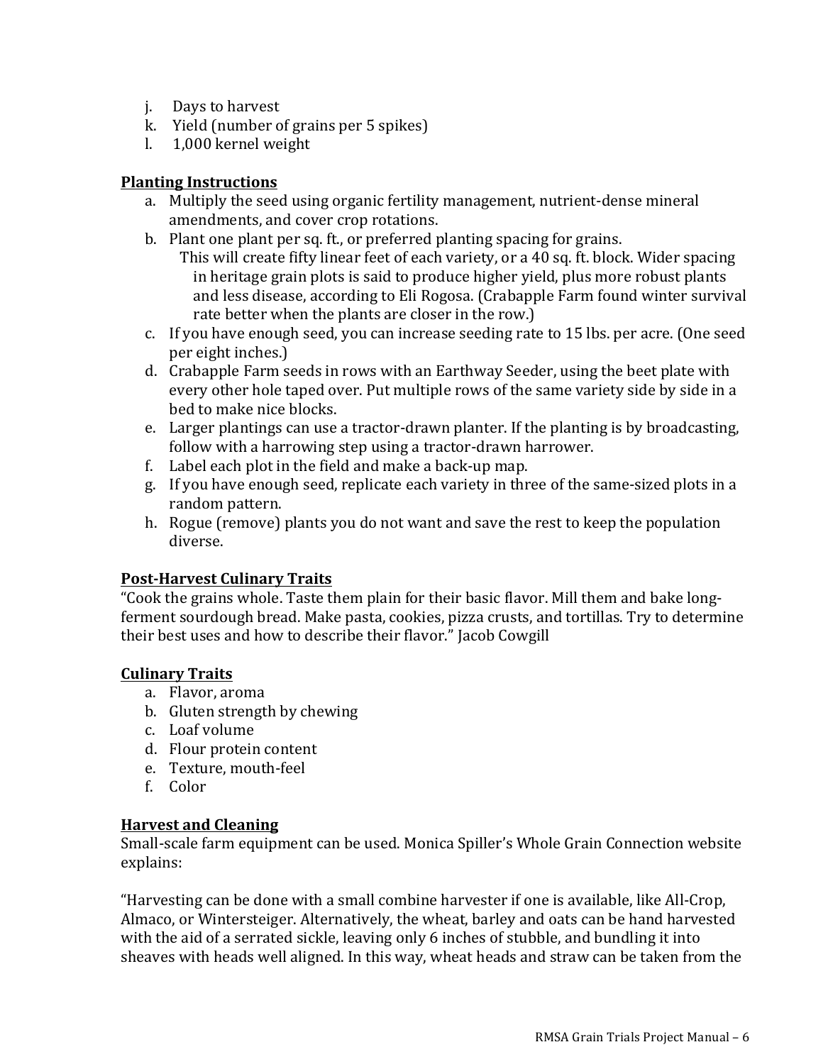j. Days to harvest
k. Yield (number of grains per 5 spikes)
l. 1,000 kernel weight

**Planting Instructions**

a. Multiply the seed using organic fertility management, nutrient-dense mineral amendments, and cover crop rotations.
b. Plant one plant per sq. ft., or preferred planting spacing for grains.
   This will create fifty linear feet of each variety, or a 40 sq. ft. block. Wider spacing in heritage grain plots is said to produce higher yield, plus more robust plants and less disease, according to Eli Rogosa. (Crabapple Farm found winter survival rate better when the plants are closer in the row.)
c. If you have enough seed, you can increase seeding rate to 15 lbs. per acre. (One seed per eight inches.)
d. Crabapple Farm seeds in rows with an Earthway Seeder, using the beet plate with every other hole taped over. Put multiple rows of the same variety side by side in a bed to make nice blocks.
e. Larger plantings can use a tractor-drawn planter. If the planting is by broadcasting, follow with a harrowing step using a tractor-drawn harrower.
f. Label each plot in the field and make a back-up map.
g. If you have enough seed, replicate each variety in three of the same-sized plots in a random pattern.
h. Rogue (remove) plants you do not want and save the rest to keep the population diverse.

**Post-Harvest Culinary Traits**

"Cook the grains whole. Taste them plain for their basic flavor. Mill them and bake long-ferment sourdough bread. Make pasta, cookies, pizza crusts, and tortillas. Try to determine their best uses and how to describe their flavor." Jacob Cowgill

**Culinary Traits**

a. Flavor, aroma
b. Gluten strength by chewing
c. Loaf volume
d. Flour protein content
e. Texture, mouth-feel
f. Color

**Harvest and Cleaning**

Small-scale farm equipment can be used. Monica Spiller's Whole Grain Connection website explains:

"Harvesting can be done with a small combine harvester if one is available, like All-Crop, Almaco, or Wintersteiger. Alternatively, the wheat, barley and oats can be hand harvested with the aid of a serrated sickle, leaving only 6 inches of stubble, and bundling it into sheaves with heads well aligned. In this way, wheat heads and straw can be taken from the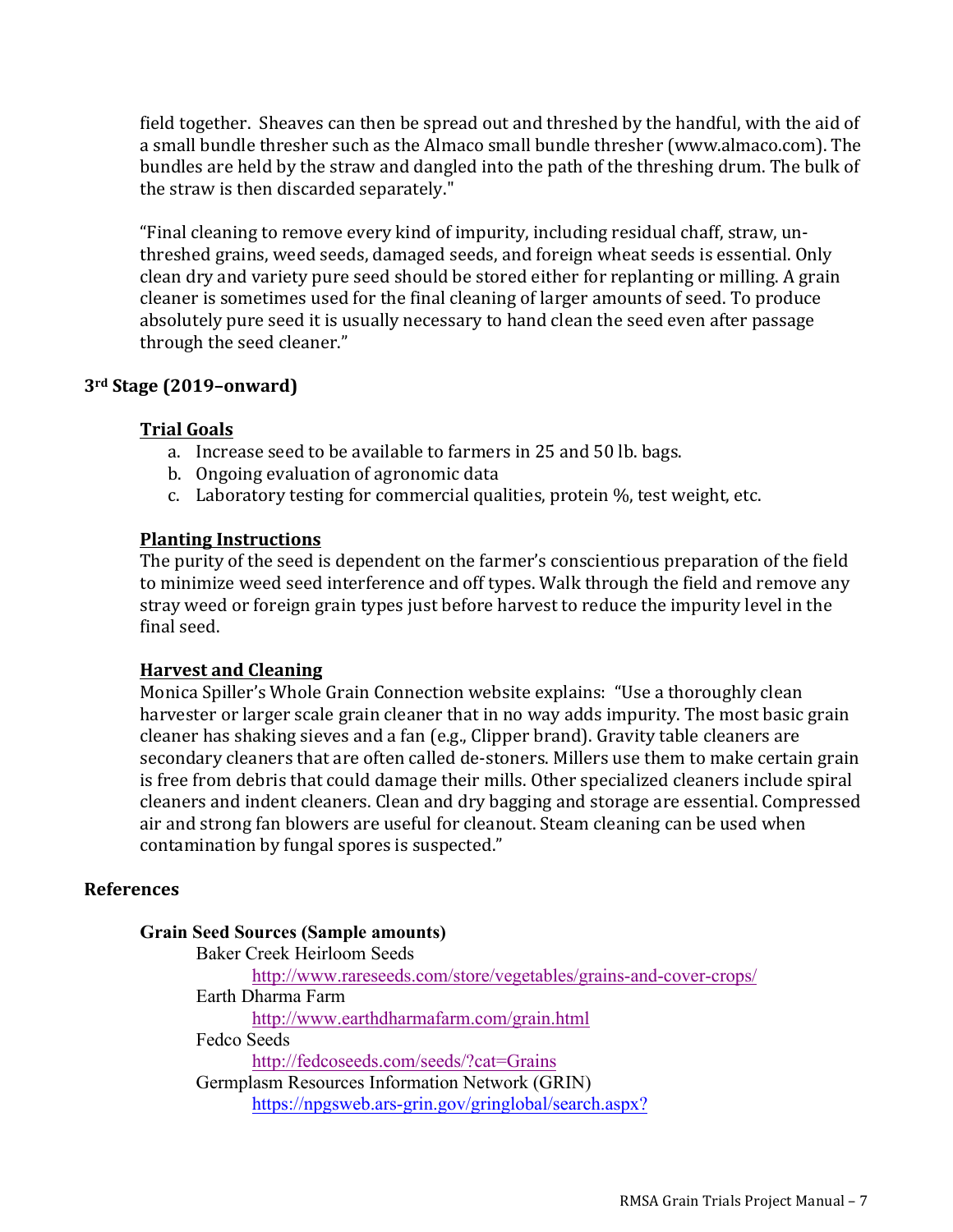field together. Sheaves can then be spread out and threshed by the handful, with the aid of a small bundle thresher such as the Almaco small bundle thresher (www.almaco.com). The bundles are held by the straw and dangled into the path of the threshing drum. The bulk of the straw is then discarded separately."

"Final cleaning to remove every kind of impurity, including residual chaff, straw, un-threshed grains, weed seeds, damaged seeds, and foreign wheat seeds is essential. Only clean dry and variety pure seed should be stored either for replanting or milling. A grain cleaner is sometimes used for the final cleaning of larger amounts of seed. To produce absolutely pure seed it is usually necessary to hand clean the seed even after passage through the seed cleaner."

### 3rd Stage (2019–onward)

**Trial Goals**

a. Increase seed to be available to farmers in 25 and 50 lb. bags.
b. Ongoing evaluation of agronomic data
c. Laboratory testing for commercial qualities, protein %, test weight, etc.

**Planting Instructions**

The purity of the seed is dependent on the farmer's conscientious preparation of the field to minimize weed seed interference and off types. Walk through the field and remove any stray weed or foreign grain types just before harvest to reduce the impurity level in the final seed.

**Harvest and Cleaning**

Monica Spiller's Whole Grain Connection website explains: "Use a thoroughly clean harvester or larger scale grain cleaner that in no way adds impurity. The most basic grain cleaner has shaking sieves and a fan (e.g., Clipper brand). Gravity table cleaners are secondary cleaners that are often called de-stoners. Millers use them to make certain grain is free from debris that could damage their mills. Other specialized cleaners include spiral cleaners and indent cleaners. Clean and dry bagging and storage are essential. Compressed air and strong fan blowers are useful for cleanout. Steam cleaning can be used when contamination by fungal spores is suspected."

## References

**Grain Seed Sources (Sample amounts)**

Baker Creek Heirloom Seeds
  http://www.rareseeds.com/store/vegetables/grains-and-cover-crops/

Earth Dharma Farm
  http://www.earthdharmafarm.com/grain.html

Fedco Seeds
  http://fedcoseeds.com/seeds/?cat=Grains

Germplasm Resources Information Network (GRIN)
  https://npgsweb.ars-grin.gov/gringlobal/search.aspx?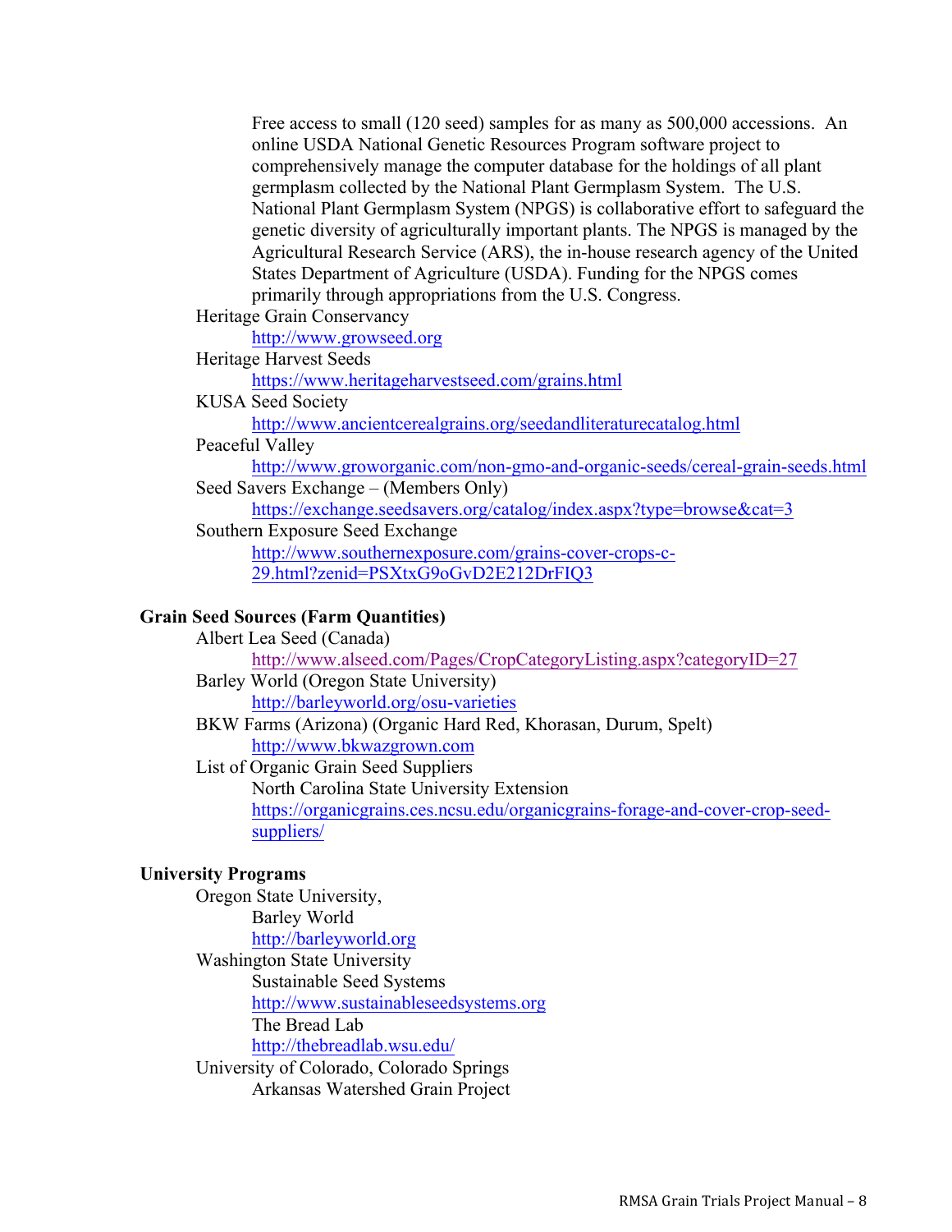Free access to small (120 seed) samples for as many as 500,000 accessions. An online USDA National Genetic Resources Program software project to comprehensively manage the computer database for the holdings of all plant germplasm collected by the National Plant Germplasm System. The U.S. National Plant Germplasm System (NPGS) is collaborative effort to safeguard the genetic diversity of agriculturally important plants. The NPGS is managed by the Agricultural Research Service (ARS), the in-house research agency of the United States Department of Agriculture (USDA). Funding for the NPGS comes primarily through appropriations from the U.S. Congress.

Heritage Grain Conservancy
- http://www.growseed.org

Heritage Harvest Seeds
- https://www.heritageharvestseed.com/grains.html

KUSA Seed Society
- http://www.ancientcerealgrains.org/seedandliteraturecatalog.html

Peaceful Valley
- http://www.groworganic.com/non-gmo-and-organic-seeds/cereal-grain-seeds.html

Seed Savers Exchange – (Members Only)
- https://exchange.seedsavers.org/catalog/index.aspx?type=browse&cat=3

Southern Exposure Seed Exchange
- http://www.southernexposure.com/grains-cover-crops-c-29.html?zenid=PSXtxG9oGvD2E212DrFIQ3

**Grain Seed Sources (Farm Quantities)**

Albert Lea Seed (Canada)
- http://www.alseed.com/Pages/CropCategoryListing.aspx?categoryID=27

Barley World (Oregon State University)
- http://barleyworld.org/osu-varieties

BKW Farms (Arizona) (Organic Hard Red, Khorasan, Durum, Spelt)
- http://www.bkwazgrown.com

List of Organic Grain Seed Suppliers
- North Carolina State University Extension
- https://organicgrains.ces.ncsu.edu/organicgrains-forage-and-cover-crop-seed-suppliers/

**University Programs**

Oregon State University,
- Barley World
- http://barleyworld.org

Washington State University
- Sustainable Seed Systems
- http://www.sustainableseedsystems.org
- The Bread Lab
- http://thebreadlab.wsu.edu/

University of Colorado, Colorado Springs
- Arkansas Watershed Grain Project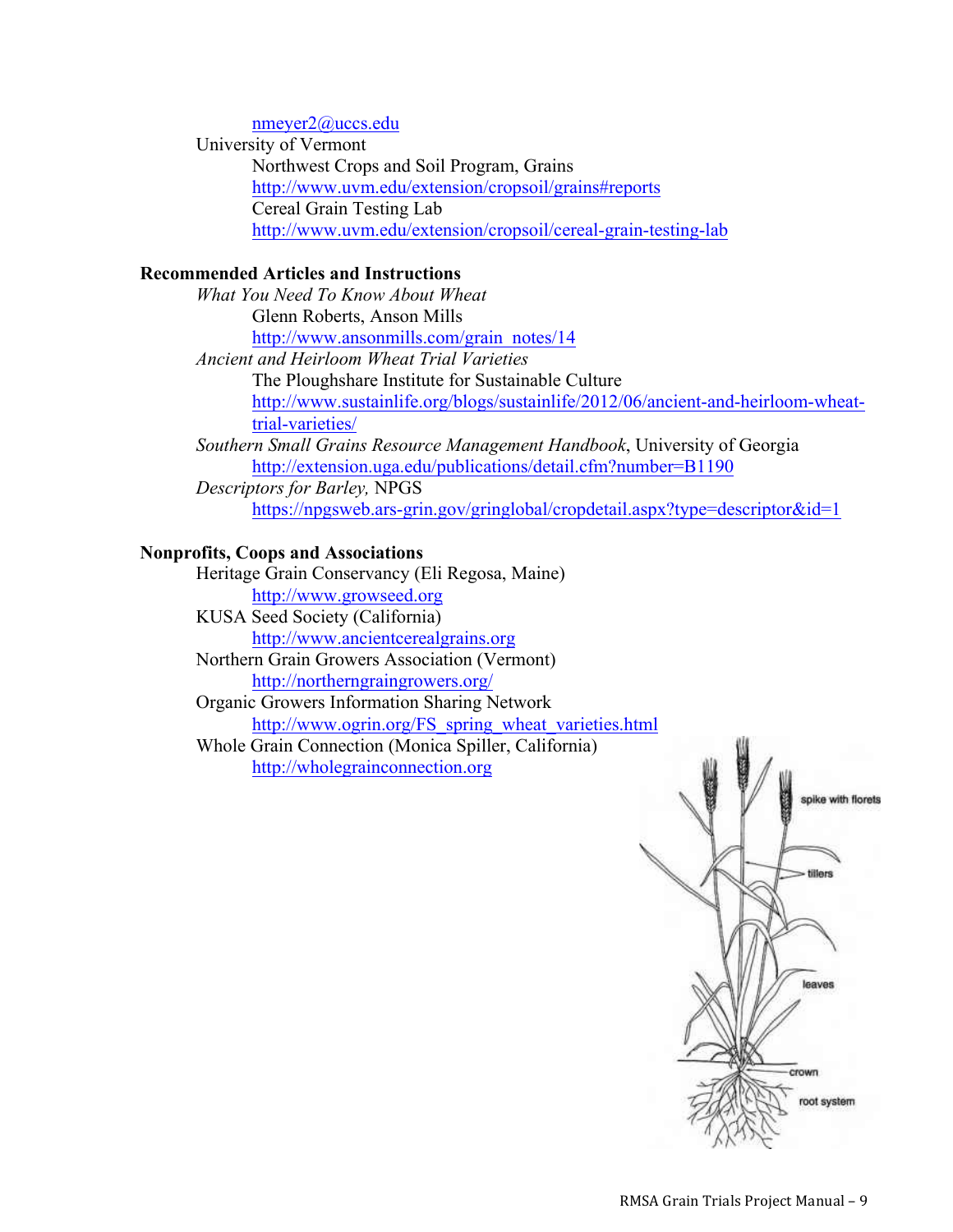nmeyer2@uccs.edu

University of Vermont

Northwest Crops and Soil Program, Grains

http://www.uvm.edu/extension/cropsoil/grains#reports

Cereal Grain Testing Lab

http://www.uvm.edu/extension/cropsoil/cereal-grain-testing-lab

**Recommended Articles and Instructions**

*What You Need To Know About Wheat*

Glenn Roberts, Anson Mills

http://www.ansonmills.com/grain_notes/14

*Ancient and Heirloom Wheat Trial Varieties*

The Ploughshare Institute for Sustainable Culture

http://www.sustainlife.org/blogs/sustainlife/2012/06/ancient-and-heirloom-wheat-trial-varieties/

*Southern Small Grains Resource Management Handbook*, University of Georgia

http://extension.uga.edu/publications/detail.cfm?number=B1190

*Descriptors for Barley,* NPGS

https://npgsweb.ars-grin.gov/gringlobal/cropdetail.aspx?type=descriptor&id=1

**Nonprofits, Coops and Associations**

Heritage Grain Conservancy (Eli Regosa, Maine)

http://www.growseed.org

KUSA Seed Society (California)

http://www.ancientcerealgrains.org

Northern Grain Growers Association (Vermont)

http://northerngraingrowers.org/

Organic Growers Information Sharing Network

http://www.ogrin.org/FS_spring_wheat_varieties.html

Whole Grain Connection (Monica Spiller, California)

http://wholegrainconnection.org

spike with florets

tillers

leaves

crown

root system